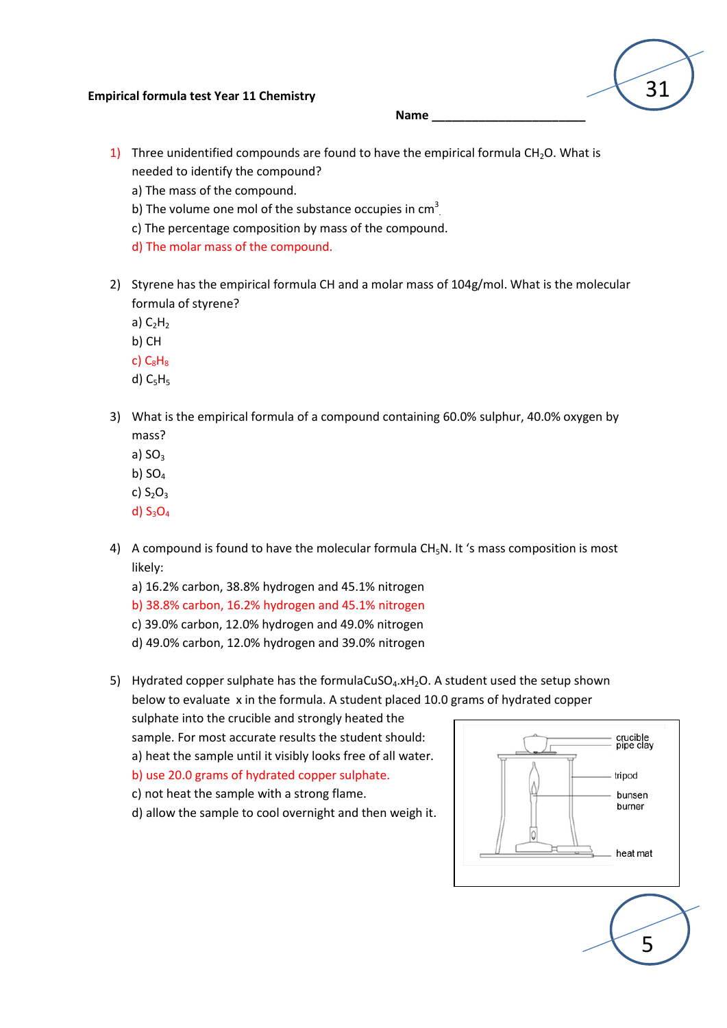**Empirical formula test Year 11 Chemistry**

31

**Name ______________________**

1) Three unidentified compounds are found to have the empirical formula $CH_2O$. What is needed to identify the compound?
   a) The mass of the compound.
   b) The volume one mol of the substance occupies in $cm^3$.
   c) The percentage composition by mass of the compound.
   d) The molar mass of the compound.

2) Styrene has the empirical formula CH and a molar mass of 104g/mol. What is the molecular formula of styrene?
   a) $C_2H_2$
   b) CH
   c) $C_8H_8$
   d) $C_5H_5$

3) What is the empirical formula of a compound containing 60.0% sulphur, 40.0% oxygen by mass?
   a) $SO_3$
   b) $SO_4$
   c) $S_2O_3$
   d) $S_3O_4$

4) A compound is found to have the molecular formula $CH_5N$. It 's mass composition is most likely:
   a) 16.2% carbon, 38.8% hydrogen and 45.1% nitrogen
   b) 38.8% carbon, 16.2% hydrogen and 45.1% nitrogen
   c) 39.0% carbon, 12.0% hydrogen and 49.0% nitrogen
   d) 49.0% carbon, 12.0% hydrogen and 39.0% nitrogen

5) Hydrated copper sulphate has the formula$CuSO_4.xH_2O$. A student used the setup shown below to evaluate x in the formula. A student placed 10.0 grams of hydrated copper sulphate into the crucible and strongly heated the sample. For most accurate results the student should:
   a) heat the sample until it visibly looks free of all water.
   b) use 20.0 grams of hydrated copper sulphate.
   c) not heat the sample with a strong flame.
   d) allow the sample to cool overnight and then weigh it.

crucible, pipe clay, tripod, bunsen burner, heat mat

5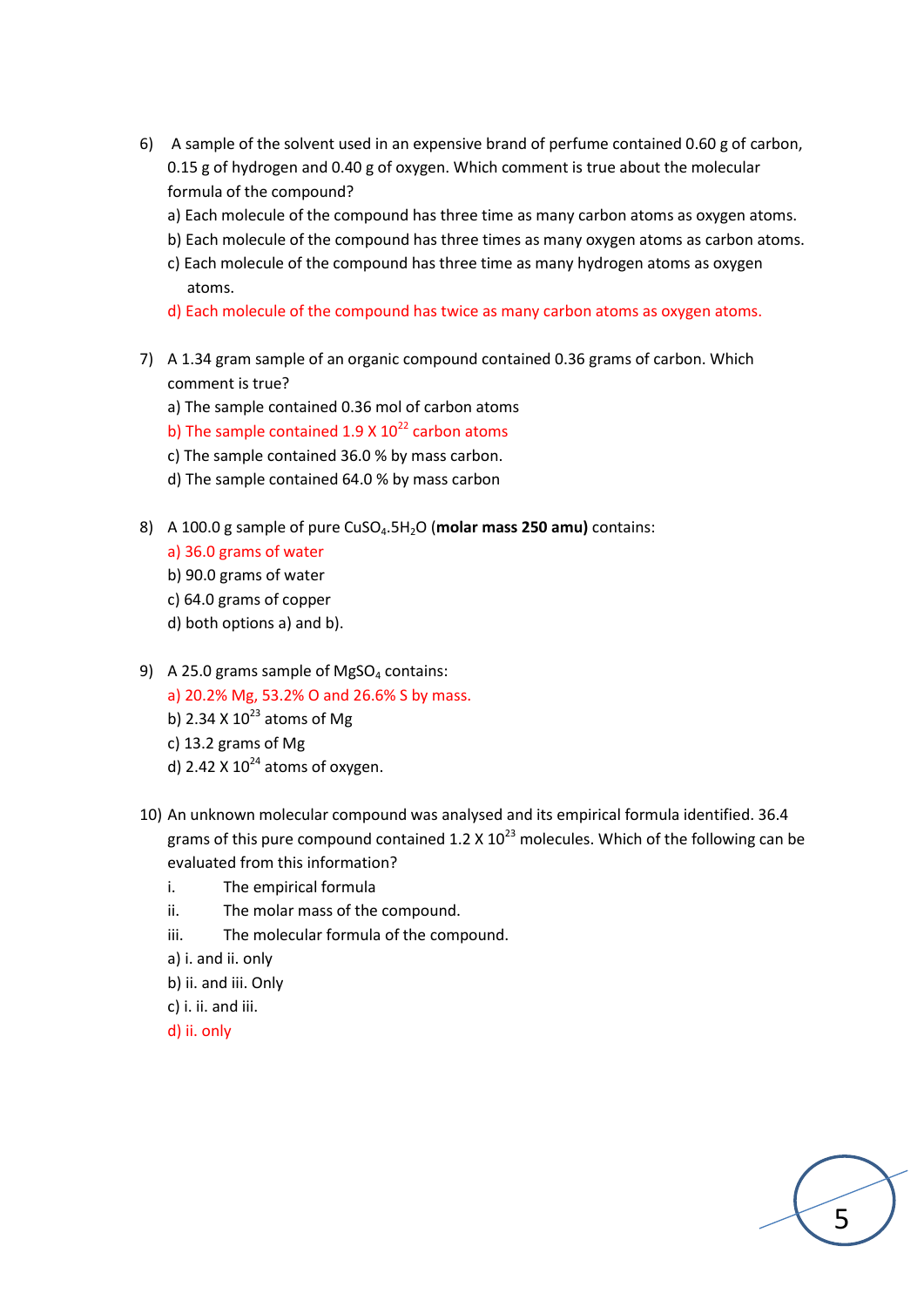6) A sample of the solvent used in an expensive brand of perfume contained 0.60 g of carbon, 0.15 g of hydrogen and 0.40 g of oxygen. Which comment is true about the molecular formula of the compound?

   a) Each molecule of the compound has three time as many carbon atoms as oxygen atoms.

   b) Each molecule of the compound has three times as many oxygen atoms as carbon atoms.

   c) Each molecule of the compound has three time as many hydrogen atoms as oxygen atoms.

   d) Each molecule of the compound has twice as many carbon atoms as oxygen atoms.

7) A 1.34 gram sample of an organic compound contained 0.36 grams of carbon. Which comment is true?

   a) The sample contained 0.36 mol of carbon atoms

   b) The sample contained $1.9 \times 10^{22}$ carbon atoms

   c) The sample contained 36.0 % by mass carbon.

   d) The sample contained 64.0 % by mass carbon

8) A 100.0 g sample of pure $CuSO_4.5H_2O$ (**molar mass 250 amu**) contains:

   a) 36.0 grams of water

   b) 90.0 grams of water

   c) 64.0 grams of copper

   d) both options a) and b).

9) A 25.0 grams sample of $MgSO_4$ contains:

   a) 20.2% Mg, 53.2% O and 26.6% S by mass.

   b) $2.34 \times 10^{23}$ atoms of Mg

   c) 13.2 grams of Mg

   d) $2.42 \times 10^{24}$ atoms of oxygen.

10) An unknown molecular compound was analysed and its empirical formula identified. 36.4 grams of this pure compound contained $1.2 \times 10^{23}$ molecules. Which of the following can be evaluated from this information?

    i. The empirical formula

    ii. The molar mass of the compound.

    iii. The molecular formula of the compound.

    a) i. and ii. only

    b) ii. and iii. Only

    c) i. ii. and iii.

    d) ii. only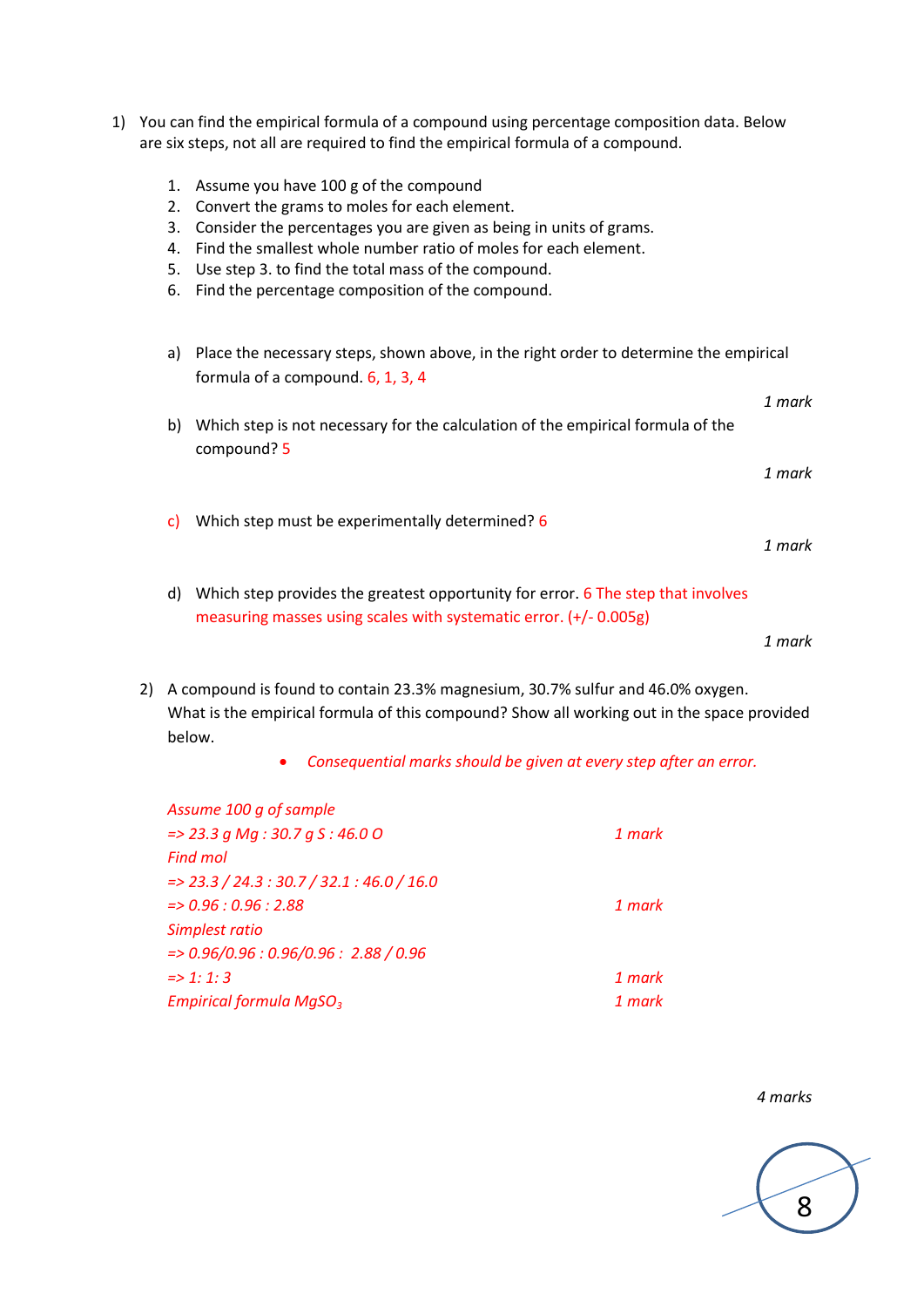1) You can find the empirical formula of a compound using percentage composition data. Below are six steps, not all are required to find the empirical formula of a compound.

   1. Assume you have 100 g of the compound
   2. Convert the grams to moles for each element.
   3. Consider the percentages you are given as being in units of grams.
   4. Find the smallest whole number ratio of moles for each element.
   5. Use step 3. to find the total mass of the compound.
   6. Find the percentage composition of the compound.

   a) Place the necessary steps, shown above, in the right order to determine the empirical formula of a compound. 6, 1, 3, 4

   *1 mark*

   b) Which step is not necessary for the calculation of the empirical formula of the compound? 5

   *1 mark*

   c) Which step must be experimentally determined? 6

   *1 mark*

   d) Which step provides the greatest opportunity for error. 6 The step that involves measuring masses using scales with systematic error. (+/- 0.005g)

   *1 mark*

2) A compound is found to contain 23.3% magnesium, 30.7% sulfur and 46.0% oxygen. What is the empirical formula of this compound? Show all working out in the space provided below.

   - *Consequential marks should be given at every step after an error.*

*Assume 100 g of sample*
*=> 23.3 g Mg : 30.7 g S : 46.0 O* — *1 mark*
*Find mol*
*=> 23.3 / 24.3 : 30.7 / 32.1 : 46.0 / 16.0*
*=> 0.96 : 0.96 : 2.88* — *1 mark*
*Simplest ratio*
*=> 0.96/0.96 : 0.96/0.96 : 2.88 / 0.96*
*=> 1: 1: 3* — *1 mark*
*Empirical formula* $MgSO_3$ — *1 mark*

*4 marks*

8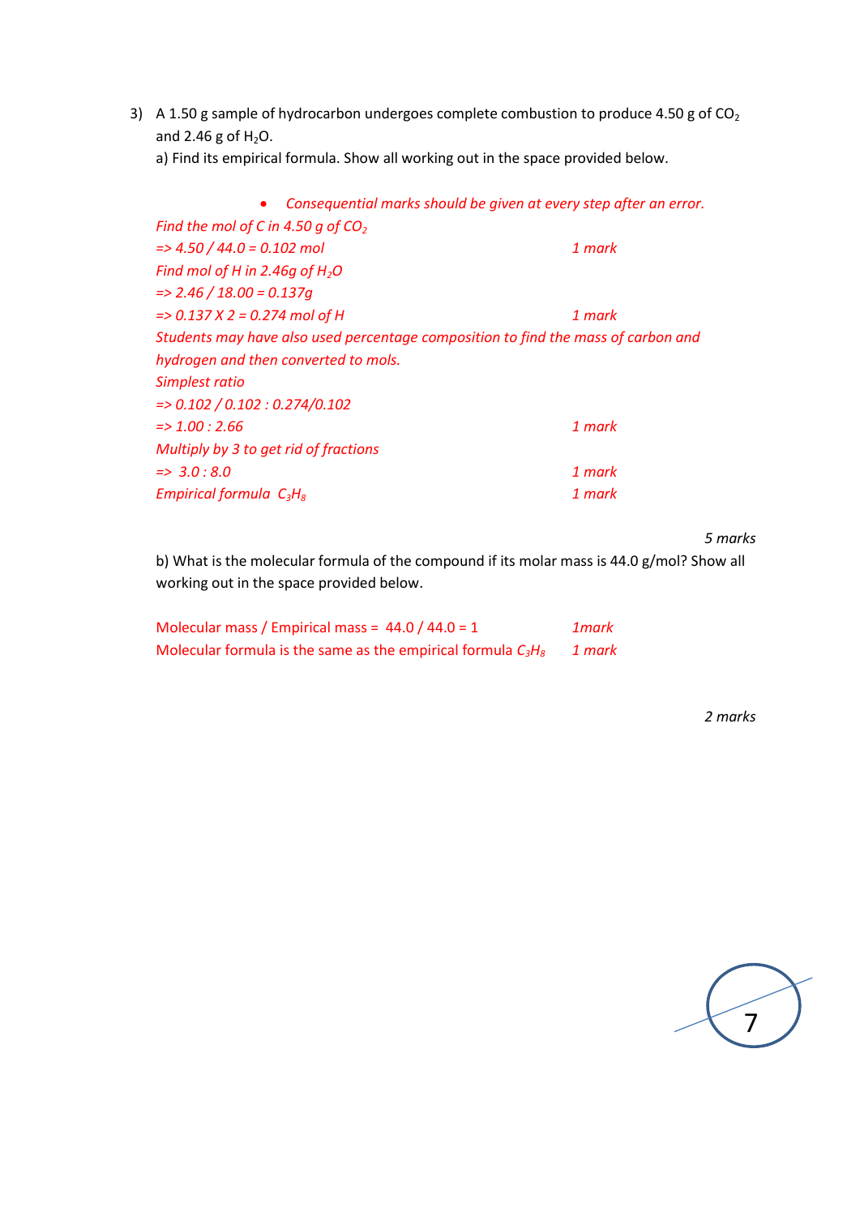3) A 1.50 g sample of hydrocarbon undergoes complete combustion to produce 4.50 g of $CO_2$ and 2.46 g of $H_2O$.

a) Find its empirical formula. Show all working out in the space provided below.

- *Consequential marks should be given at every step after an error.*

*Find the mol of C in 4.50 g of $CO_2$*

*=> 4.50 / 44.0 = 0.102 mol* — *1 mark*

*Find mol of H in 2.46g of $H_2O$*

*=> 2.46 / 18.00 = 0.137g*

*=> 0.137 X 2 = 0.274 mol of H* — *1 mark*

*Students may have also used percentage composition to find the mass of carbon and hydrogen and then converted to mols.*

*Simplest ratio*

*=> 0.102 / 0.102 : 0.274/0.102*

*=> 1.00 : 2.66* — *1 mark*

*Multiply by 3 to get rid of fractions*

*=> 3.0 : 8.0* — *1 mark*

*Empirical formula $C_3H_8$* — *1 mark*

*5 marks*

b) What is the molecular formula of the compound if its molar mass is 44.0 g/mol? Show all working out in the space provided below.

Molecular mass / Empirical mass = 44.0 / 44.0 = 1 — *1mark*

Molecular formula is the same as the empirical formula $C_3H_8$ — *1 mark*

*2 marks*

7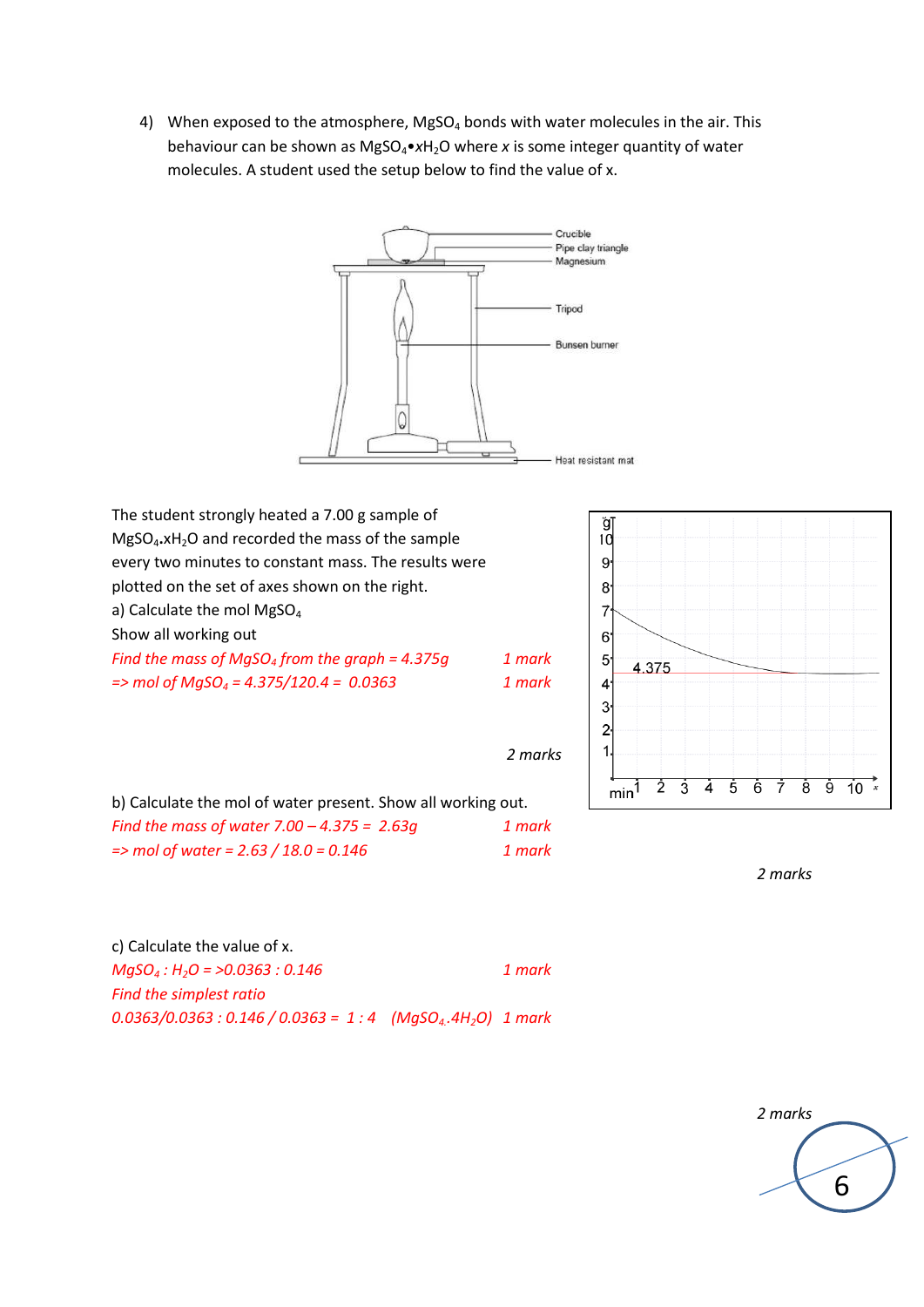4) When exposed to the atmosphere, $MgSO_4$ bonds with water molecules in the air. This behaviour can be shown as $MgSO_4{\bullet}xH_2O$ where *x* is some integer quantity of water molecules. A student used the setup below to find the value of x.

Crucible
Pipe clay triangle
Magnesium
Tripod
Bunsen burner
Heat resistant mat

The student strongly heated a 7.00 g sample of $MgSO_4.xH_2O$ and recorded the mass of the sample every two minutes to constant mass. The results were plotted on the set of axes shown on the right.

g
10
9
8
7
6
5
4.375
4
3
2
1
min 1 2 3 4 5 6 7 8 9 10 x

a) Calculate the mol $MgSO_4$

Show all working out

*Find the mass of $MgSO_4$ from the graph = 4.375g* *1 mark*

*=> mol of $MgSO_4$ = 4.375/120.4 = 0.0363* *1 mark*

*2 marks*

b) Calculate the mol of water present. Show all working out.

*Find the mass of water 7.00 – 4.375 = 2.63g* *1 mark*

*=> mol of water = 2.63 / 18.0 = 0.146* *1 mark*

*2 marks*

c) Calculate the value of x.

*$MgSO_4$ : $H_2O$ = >0.0363 : 0.146* *1 mark*

*Find the simplest ratio*

*0.0363/0.0363 : 0.146 / 0.0363 = 1 : 4 ($MgSO_4.4H_2O$)* *1 mark*

*2 marks*

6